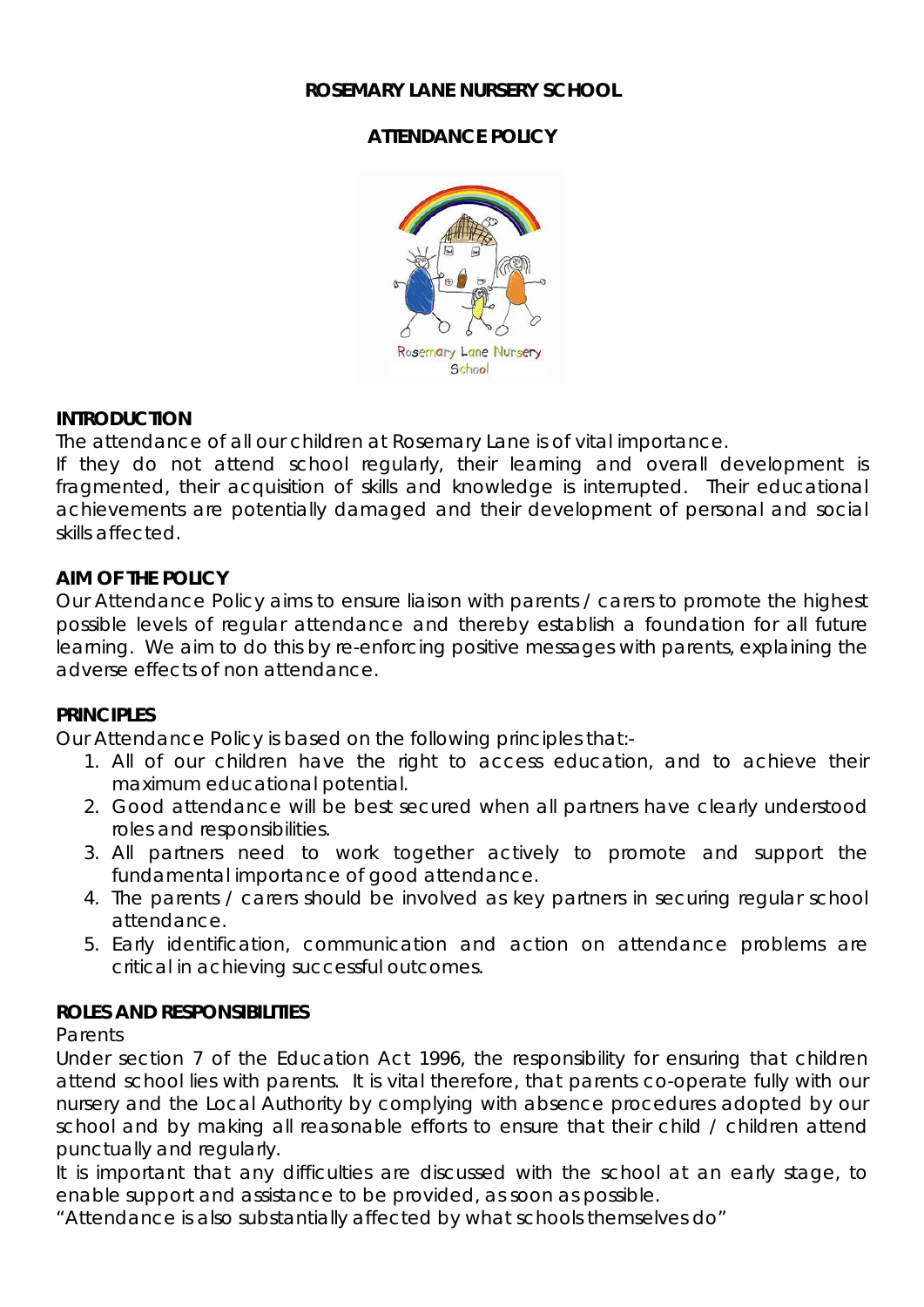# ROSEMARY LANE NURSERY SCHOOL

## ATTENDANCE POLICY

### INTRODUCTION

The attendance of all our children at Rosemary Lane is of vital importance.

If they do not attend school regularly, their learning and overall development is fragmented, their acquisition of skills and knowledge is interrupted. Their educational achievements are potentially damaged and their development of personal and social skills affected.

### AIM OF THE POLICY

Our Attendance Policy aims to ensure liaison with parents / carers to promote the highest possible levels of regular attendance and thereby establish a foundation for all future learning. We aim to do this by re-enforcing positive messages with parents, explaining the adverse effects of non attendance.

### PRINCIPLES

Our Attendance Policy is based on the following principles that:-

1. All of our children have the right to access education, and to achieve their maximum educational potential.
2. Good attendance will be best secured when all partners have clearly understood roles and responsibilities.
3. All partners need to work together actively to promote and support the fundamental importance of good attendance.
4. The parents / carers should be involved as key partners in securing regular school attendance.
5. Early identification, communication and action on attendance problems are critical in achieving successful outcomes.

### ROLES AND RESPONSIBILITIES

Parents

Under section 7 of the Education Act 1996, the responsibility for ensuring that children attend school lies with parents. It is vital therefore, that parents co-operate fully with our nursery and the Local Authority by complying with absence procedures adopted by our school and by making all reasonable efforts to ensure that their child / children attend punctually and regularly.

It is important that any difficulties are discussed with the school at an early stage, to enable support and assistance to be provided, as soon as possible.

"Attendance is also substantially affected by what schools themselves do"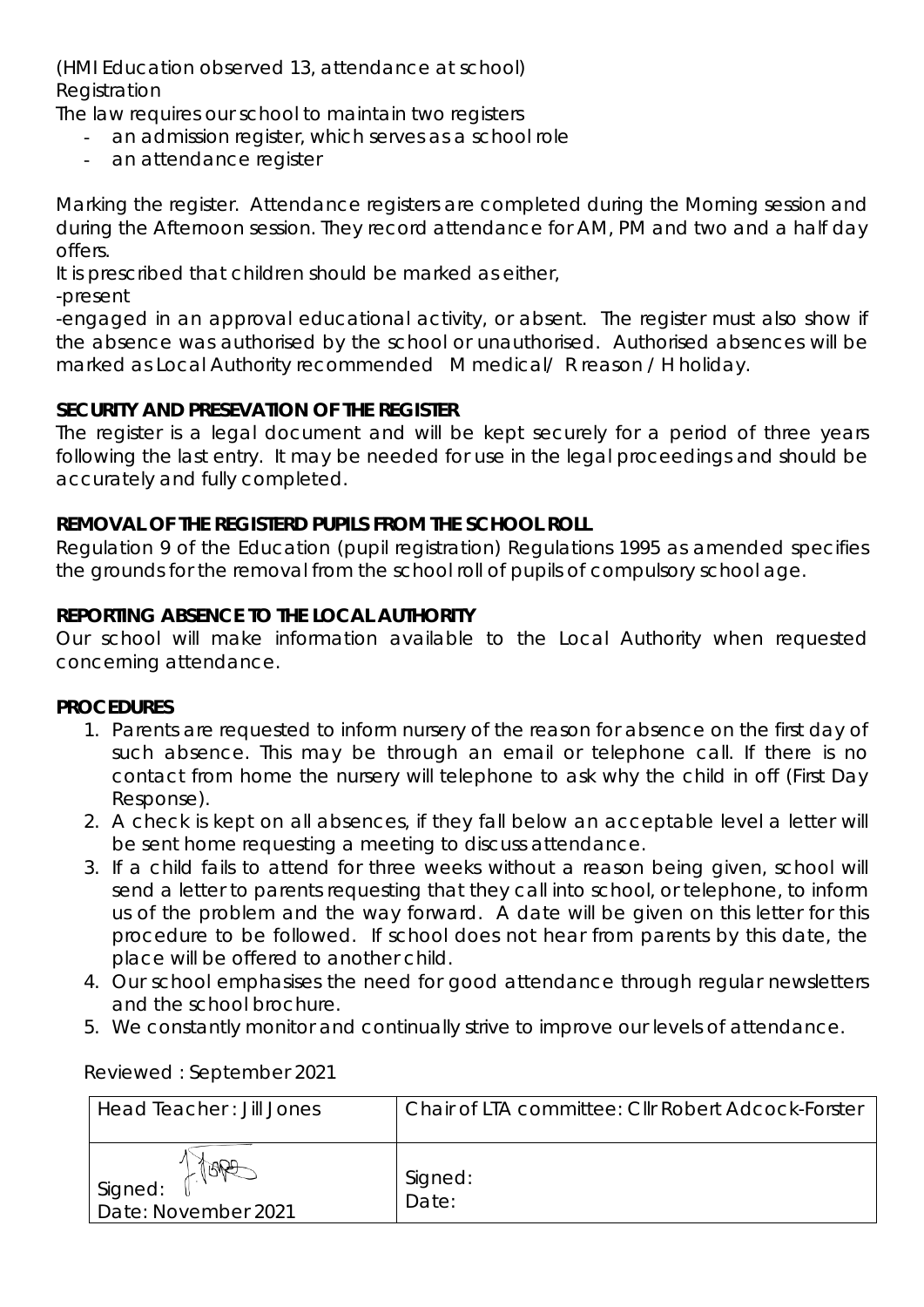(HMI Education observed 13, attendance at school)
Registration
The law requires our school to maintain two registers

- an admission register, which serves as a school role
- an attendance register

Marking the register. Attendance registers are completed during the Morning session and during the Afternoon session. They record attendance for AM, PM and two and a half day offers.

It is prescribed that children should be marked as either,
-present
-engaged in an approval educational activity, or absent. The register must also show if the absence was authorised by the school or unauthorised. Authorised absences will be marked as Local Authority recommended M medical/ R reason / H holiday.

**SECURITY AND PRESEVATION OF THE REGISTER**

The register is a legal document and will be kept securely for a period of three years following the last entry. It may be needed for use in the legal proceedings and should be accurately and fully completed.

**REMOVAL OF THE REGISTERD PUPILS FROM THE SCHOOL ROLL**

Regulation 9 of the Education (pupil registration) Regulations 1995 as amended specifies the grounds for the removal from the school roll of pupils of compulsory school age.

**REPORTING ABSENCE TO THE LOCAL AUTHORITY**

Our school will make information available to the Local Authority when requested concerning attendance.

**PROCEDURES**

1. Parents are requested to inform nursery of the reason for absence on the first day of such absence. This may be through an email or telephone call. If there is no contact from home the nursery will telephone to ask why the child in off (First Day Response).
2. A check is kept on all absences, if they fall below an acceptable level a letter will be sent home requesting a meeting to discuss attendance.
3. If a child fails to attend for three weeks without a reason being given, school will send a letter to parents requesting that they call into school, or telephone, to inform us of the problem and the way forward. A date will be given on this letter for this procedure to be followed. If school does not hear from parents by this date, the place will be offered to another child.
4. Our school emphasises the need for good attendance through regular newsletters and the school brochure.
5. We constantly monitor and continually strive to improve our levels of attendance.

Reviewed : September 2021

| Head Teacher : Jill Jones | Chair of LTA committee: Cllr Robert Adcock-Forster |
|---|---|
| Signed:<br>Date: November 2021 | Signed:<br>Date: |